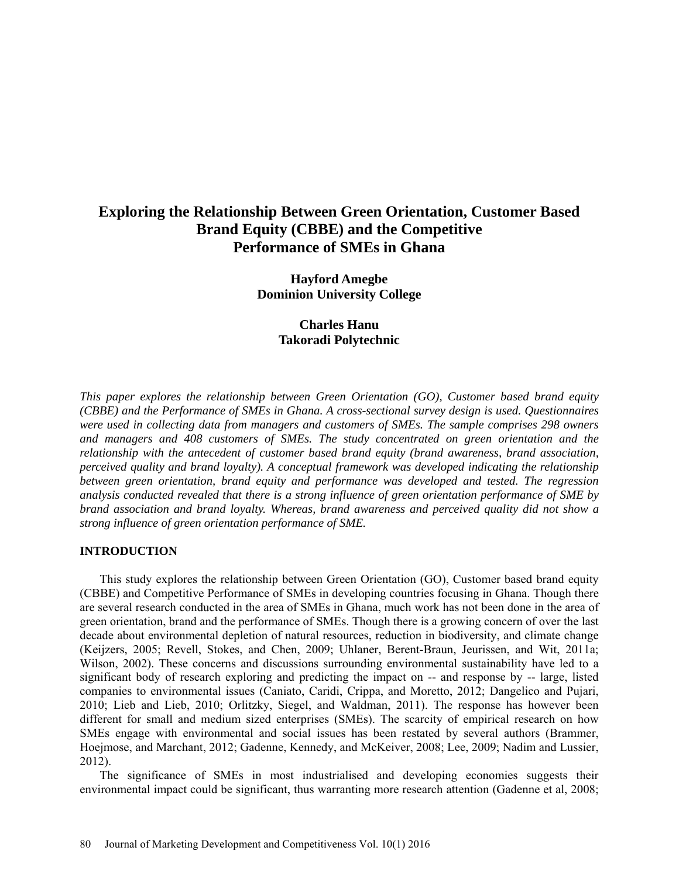# Exploring the Relationship Between Green Orientation, Customer Based Brand Equity (CBBE) and the Competitive Performance of SMEs in Ghana

**Hayford Amegbe**
**Dominion University College**

**Charles Hanu**
**Takoradi Polytechnic**

*This paper explores the relationship between Green Orientation (GO), Customer based brand equity (CBBE) and the Performance of SMEs in Ghana. A cross-sectional survey design is used. Questionnaires were used in collecting data from managers and customers of SMEs. The sample comprises 298 owners and managers and 408 customers of SMEs. The study concentrated on green orientation and the relationship with the antecedent of customer based brand equity (brand awareness, brand association, perceived quality and brand loyalty). A conceptual framework was developed indicating the relationship between green orientation, brand equity and performance was developed and tested. The regression analysis conducted revealed that there is a strong influence of green orientation performance of SME by brand association and brand loyalty. Whereas, brand awareness and perceived quality did not show a strong influence of green orientation performance of SME.*

## INTRODUCTION

This study explores the relationship between Green Orientation (GO), Customer based brand equity (CBBE) and Competitive Performance of SMEs in developing countries focusing in Ghana. Though there are several research conducted in the area of SMEs in Ghana, much work has not been done in the area of green orientation, brand and the performance of SMEs. Though there is a growing concern of over the last decade about environmental depletion of natural resources, reduction in biodiversity, and climate change (Keijzers, 2005; Revell, Stokes, and Chen, 2009; Uhlaner, Berent-Braun, Jeurissen, and Wit, 2011a; Wilson, 2002). These concerns and discussions surrounding environmental sustainability have led to a significant body of research exploring and predicting the impact on -- and response by -- large, listed companies to environmental issues (Caniato, Caridi, Crippa, and Moretto, 2012; Dangelico and Pujari, 2010; Lieb and Lieb, 2010; Orlitzky, Siegel, and Waldman, 2011). The response has however been different for small and medium sized enterprises (SMEs). The scarcity of empirical research on how SMEs engage with environmental and social issues has been restated by several authors (Brammer, Hoejmose, and Marchant, 2012; Gadenne, Kennedy, and McKeiver, 2008; Lee, 2009; Nadim and Lussier, 2012).

The significance of SMEs in most industrialised and developing economies suggests their environmental impact could be significant, thus warranting more research attention (Gadenne et al, 2008;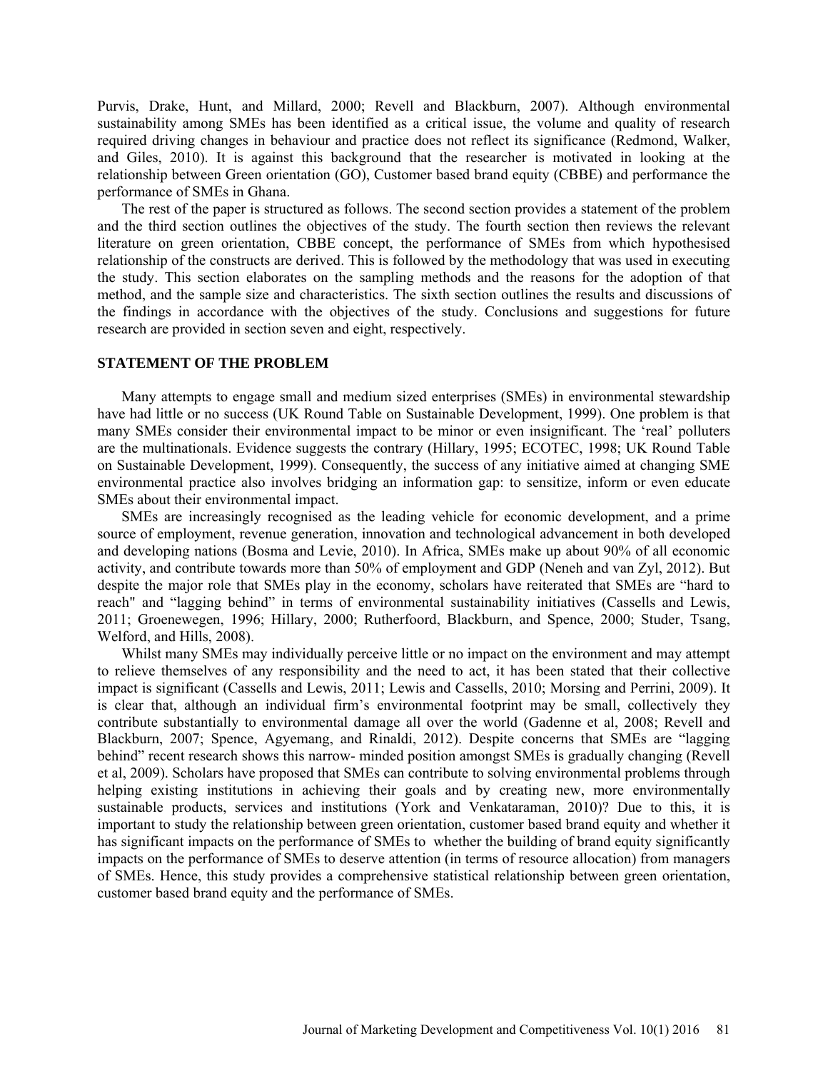Purvis, Drake, Hunt, and Millard, 2000; Revell and Blackburn, 2007). Although environmental sustainability among SMEs has been identified as a critical issue, the volume and quality of research required driving changes in behaviour and practice does not reflect its significance (Redmond, Walker, and Giles, 2010). It is against this background that the researcher is motivated in looking at the relationship between Green orientation (GO), Customer based brand equity (CBBE) and performance the performance of SMEs in Ghana.

The rest of the paper is structured as follows. The second section provides a statement of the problem and the third section outlines the objectives of the study. The fourth section then reviews the relevant literature on green orientation, CBBE concept, the performance of SMEs from which hypothesised relationship of the constructs are derived. This is followed by the methodology that was used in executing the study. This section elaborates on the sampling methods and the reasons for the adoption of that method, and the sample size and characteristics. The sixth section outlines the results and discussions of the findings in accordance with the objectives of the study. Conclusions and suggestions for future research are provided in section seven and eight, respectively.

## STATEMENT OF THE PROBLEM

Many attempts to engage small and medium sized enterprises (SMEs) in environmental stewardship have had little or no success (UK Round Table on Sustainable Development, 1999). One problem is that many SMEs consider their environmental impact to be minor or even insignificant. The 'real' polluters are the multinationals. Evidence suggests the contrary (Hillary, 1995; ECOTEC, 1998; UK Round Table on Sustainable Development, 1999). Consequently, the success of any initiative aimed at changing SME environmental practice also involves bridging an information gap: to sensitize, inform or even educate SMEs about their environmental impact.

SMEs are increasingly recognised as the leading vehicle for economic development, and a prime source of employment, revenue generation, innovation and technological advancement in both developed and developing nations (Bosma and Levie, 2010). In Africa, SMEs make up about 90% of all economic activity, and contribute towards more than 50% of employment and GDP (Neneh and van Zyl, 2012). But despite the major role that SMEs play in the economy, scholars have reiterated that SMEs are "hard to reach" and "lagging behind" in terms of environmental sustainability initiatives (Cassells and Lewis, 2011; Groenewegen, 1996; Hillary, 2000; Rutherfoord, Blackburn, and Spence, 2000; Studer, Tsang, Welford, and Hills, 2008).

Whilst many SMEs may individually perceive little or no impact on the environment and may attempt to relieve themselves of any responsibility and the need to act, it has been stated that their collective impact is significant (Cassells and Lewis, 2011; Lewis and Cassells, 2010; Morsing and Perrini, 2009). It is clear that, although an individual firm's environmental footprint may be small, collectively they contribute substantially to environmental damage all over the world (Gadenne et al, 2008; Revell and Blackburn, 2007; Spence, Agyemang, and Rinaldi, 2012). Despite concerns that SMEs are "lagging behind" recent research shows this narrow- minded position amongst SMEs is gradually changing (Revell et al, 2009). Scholars have proposed that SMEs can contribute to solving environmental problems through helping existing institutions in achieving their goals and by creating new, more environmentally sustainable products, services and institutions (York and Venkataraman, 2010)? Due to this, it is important to study the relationship between green orientation, customer based brand equity and whether it has significant impacts on the performance of SMEs to whether the building of brand equity significantly impacts on the performance of SMEs to deserve attention (in terms of resource allocation) from managers of SMEs. Hence, this study provides a comprehensive statistical relationship between green orientation, customer based brand equity and the performance of SMEs.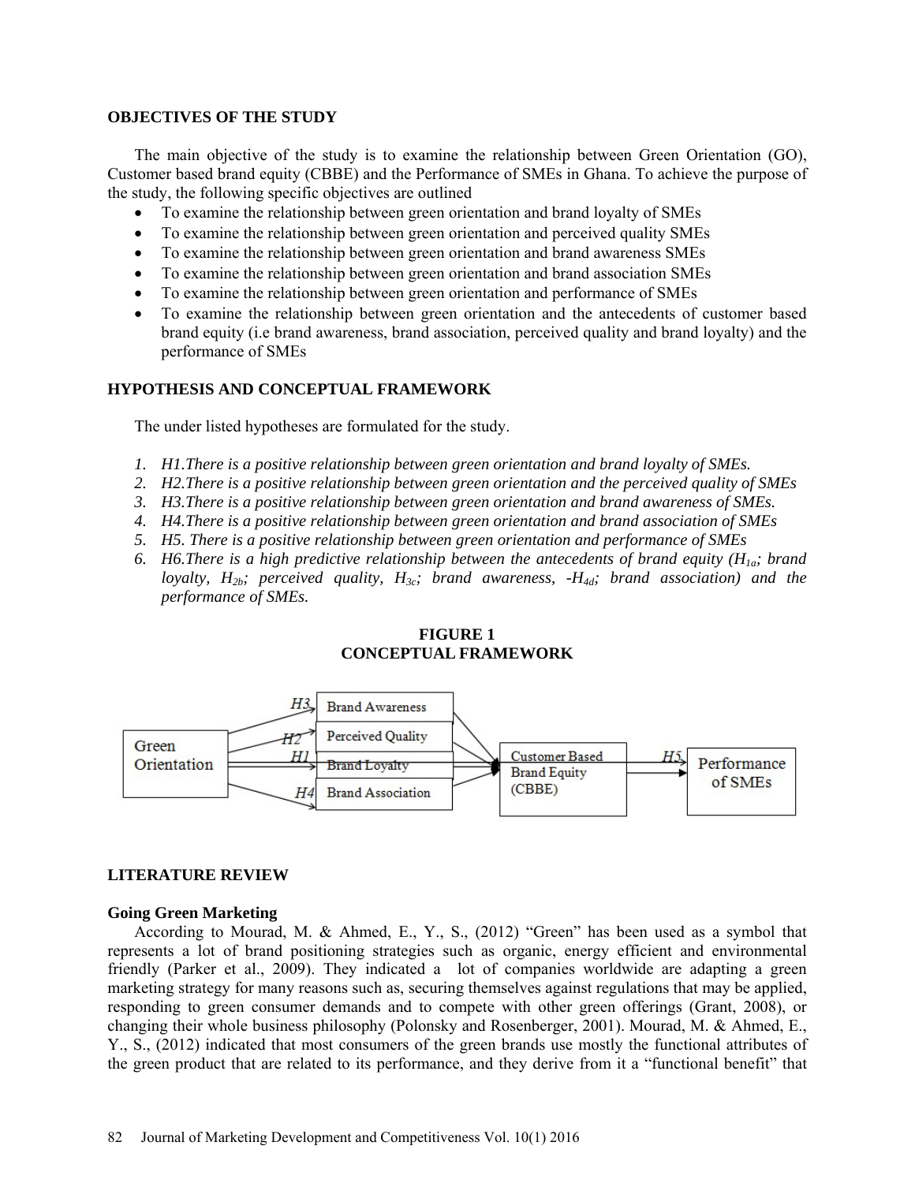**OBJECTIVES OF THE STUDY**

The main objective of the study is to examine the relationship between Green Orientation (GO), Customer based brand equity (CBBE) and the Performance of SMEs in Ghana. To achieve the purpose of the study, the following specific objectives are outlined

- To examine the relationship between green orientation and brand loyalty of SMEs
- To examine the relationship between green orientation and perceived quality SMEs
- To examine the relationship between green orientation and brand awareness SMEs
- To examine the relationship between green orientation and brand association SMEs
- To examine the relationship between green orientation and performance of SMEs
- To examine the relationship between green orientation and the antecedents of customer based brand equity (i.e brand awareness, brand association, perceived quality and brand loyalty) and the performance of SMEs

**HYPOTHESIS AND CONCEPTUAL FRAMEWORK**

The under listed hypotheses are formulated for the study.

1. *H1.There is a positive relationship between green orientation and brand loyalty of SMEs.*
2. *H2.There is a positive relationship between green orientation and the perceived quality of SMEs*
3. *H3.There is a positive relationship between green orientation and brand awareness of SMEs.*
4. *H4.There is a positive relationship between green orientation and brand association of SMEs*
5. *H5. There is a positive relationship between green orientation and performance of SMEs*
6. *H6.There is a high predictive relationship between the antecedents of brand equity ($H_{1a}$; brand loyalty, $H_{2b}$; perceived quality, $H_{3c}$; brand awareness, -$H_{4d}$; brand association) and the performance of SMEs.*

**FIGURE 1**
**CONCEPTUAL FRAMEWORK**

Green Orientation → H3 Brand Awareness; H2 Perceived Quality; H1 Brand Loyalty; H4 Brand Association → Customer Based Brand Equity (CBBE) → H5 Performance of SMEs

**LITERATURE REVIEW**

**Going Green Marketing**

According to Mourad, M. & Ahmed, E., Y., S., (2012) "Green" has been used as a symbol that represents a lot of brand positioning strategies such as organic, energy efficient and environmental friendly (Parker et al., 2009). They indicated a lot of companies worldwide are adapting a green marketing strategy for many reasons such as, securing themselves against regulations that may be applied, responding to green consumer demands and to compete with other green offerings (Grant, 2008), or changing their whole business philosophy (Polonsky and Rosenberger, 2001). Mourad, M. & Ahmed, E., Y., S., (2012) indicated that most consumers of the green brands use mostly the functional attributes of the green product that are related to its performance, and they derive from it a "functional benefit" that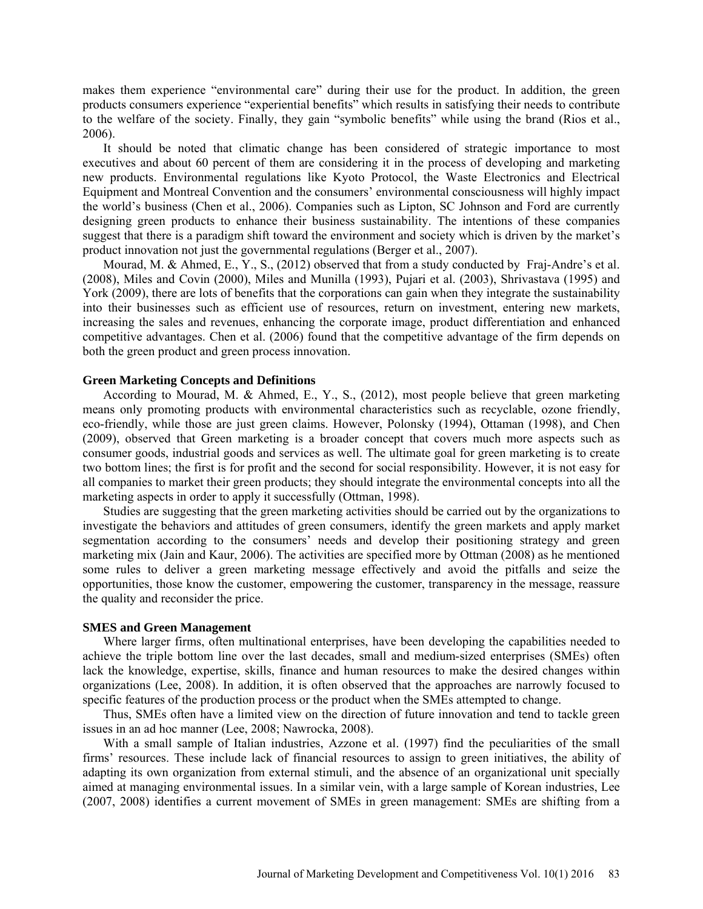makes them experience "environmental care" during their use for the product. In addition, the green products consumers experience "experiential benefits" which results in satisfying their needs to contribute to the welfare of the society. Finally, they gain "symbolic benefits" while using the brand (Rios et al., 2006).

It should be noted that climatic change has been considered of strategic importance to most executives and about 60 percent of them are considering it in the process of developing and marketing new products. Environmental regulations like Kyoto Protocol, the Waste Electronics and Electrical Equipment and Montreal Convention and the consumers' environmental consciousness will highly impact the world's business (Chen et al., 2006). Companies such as Lipton, SC Johnson and Ford are currently designing green products to enhance their business sustainability. The intentions of these companies suggest that there is a paradigm shift toward the environment and society which is driven by the market's product innovation not just the governmental regulations (Berger et al., 2007).

Mourad, M. & Ahmed, E., Y., S., (2012) observed that from a study conducted by Fraj-Andre's et al. (2008), Miles and Covin (2000), Miles and Munilla (1993), Pujari et al. (2003), Shrivastava (1995) and York (2009), there are lots of benefits that the corporations can gain when they integrate the sustainability into their businesses such as efficient use of resources, return on investment, entering new markets, increasing the sales and revenues, enhancing the corporate image, product differentiation and enhanced competitive advantages. Chen et al. (2006) found that the competitive advantage of the firm depends on both the green product and green process innovation.

### Green Marketing Concepts and Definitions

According to Mourad, M. & Ahmed, E., Y., S., (2012), most people believe that green marketing means only promoting products with environmental characteristics such as recyclable, ozone friendly, eco-friendly, while those are just green claims. However, Polonsky (1994), Ottaman (1998), and Chen (2009), observed that Green marketing is a broader concept that covers much more aspects such as consumer goods, industrial goods and services as well. The ultimate goal for green marketing is to create two bottom lines; the first is for profit and the second for social responsibility. However, it is not easy for all companies to market their green products; they should integrate the environmental concepts into all the marketing aspects in order to apply it successfully (Ottman, 1998).

Studies are suggesting that the green marketing activities should be carried out by the organizations to investigate the behaviors and attitudes of green consumers, identify the green markets and apply market segmentation according to the consumers' needs and develop their positioning strategy and green marketing mix (Jain and Kaur, 2006). The activities are specified more by Ottman (2008) as he mentioned some rules to deliver a green marketing message effectively and avoid the pitfalls and seize the opportunities, those know the customer, empowering the customer, transparency in the message, reassure the quality and reconsider the price.

### SMES and Green Management

Where larger firms, often multinational enterprises, have been developing the capabilities needed to achieve the triple bottom line over the last decades, small and medium-sized enterprises (SMEs) often lack the knowledge, expertise, skills, finance and human resources to make the desired changes within organizations (Lee, 2008). In addition, it is often observed that the approaches are narrowly focused to specific features of the production process or the product when the SMEs attempted to change.

Thus, SMEs often have a limited view on the direction of future innovation and tend to tackle green issues in an ad hoc manner (Lee, 2008; Nawrocka, 2008).

With a small sample of Italian industries, Azzone et al. (1997) find the peculiarities of the small firms' resources. These include lack of financial resources to assign to green initiatives, the ability of adapting its own organization from external stimuli, and the absence of an organizational unit specially aimed at managing environmental issues. In a similar vein, with a large sample of Korean industries, Lee (2007, 2008) identifies a current movement of SMEs in green management: SMEs are shifting from a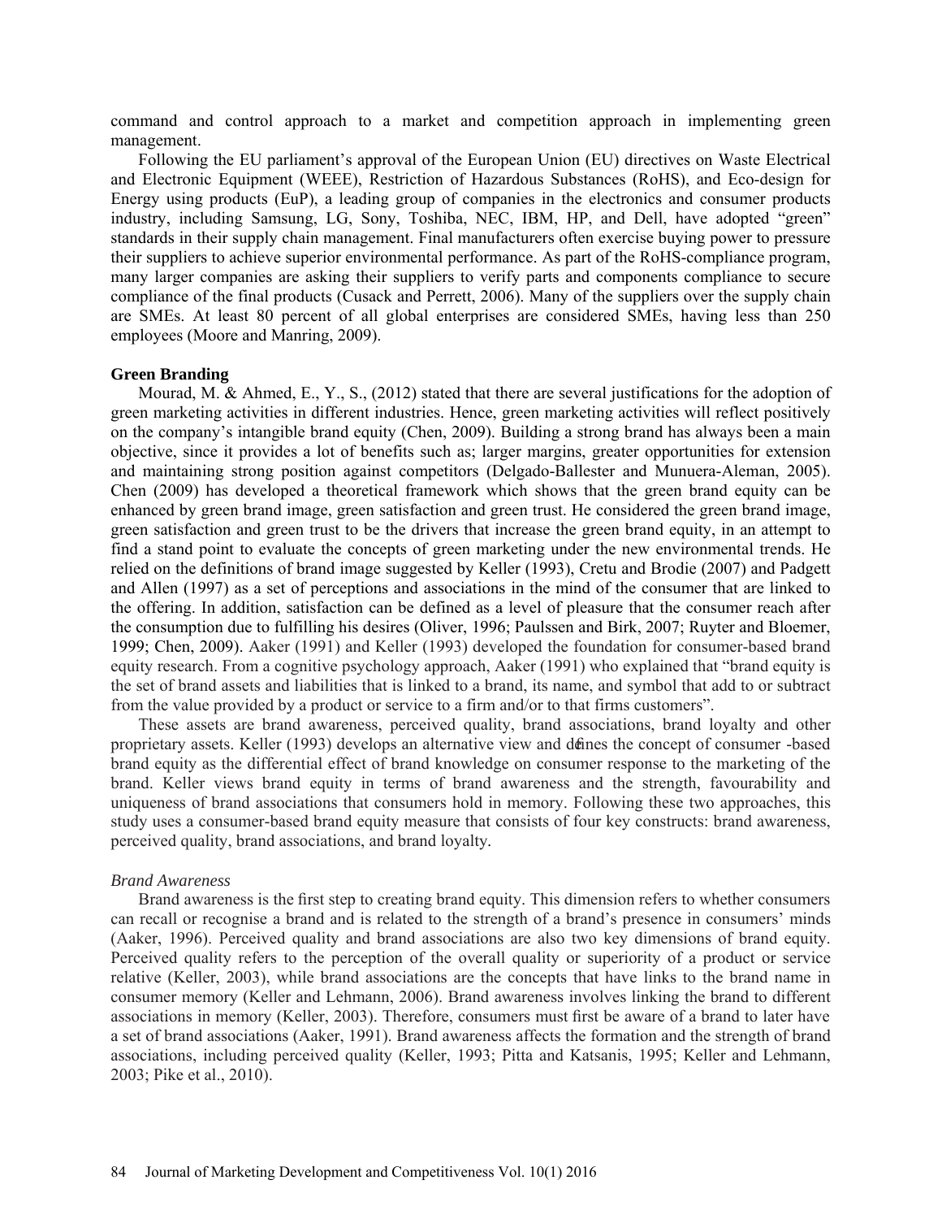command and control approach to a market and competition approach in implementing green management.

Following the EU parliament's approval of the European Union (EU) directives on Waste Electrical and Electronic Equipment (WEEE), Restriction of Hazardous Substances (RoHS), and Eco-design for Energy using products (EuP), a leading group of companies in the electronics and consumer products industry, including Samsung, LG, Sony, Toshiba, NEC, IBM, HP, and Dell, have adopted "green" standards in their supply chain management. Final manufacturers often exercise buying power to pressure their suppliers to achieve superior environmental performance. As part of the RoHS-compliance program, many larger companies are asking their suppliers to verify parts and components compliance to secure compliance of the final products (Cusack and Perrett, 2006). Many of the suppliers over the supply chain are SMEs. At least 80 percent of all global enterprises are considered SMEs, having less than 250 employees (Moore and Manring, 2009).

## Green Branding

Mourad, M. & Ahmed, E., Y., S., (2012) stated that there are several justifications for the adoption of green marketing activities in different industries. Hence, green marketing activities will reflect positively on the company's intangible brand equity (Chen, 2009). Building a strong brand has always been a main objective, since it provides a lot of benefits such as; larger margins, greater opportunities for extension and maintaining strong position against competitors (Delgado-Ballester and Munuera-Aleman, 2005). Chen (2009) has developed a theoretical framework which shows that the green brand equity can be enhanced by green brand image, green satisfaction and green trust. He considered the green brand image, green satisfaction and green trust to be the drivers that increase the green brand equity, in an attempt to find a stand point to evaluate the concepts of green marketing under the new environmental trends. He relied on the definitions of brand image suggested by Keller (1993), Cretu and Brodie (2007) and Padgett and Allen (1997) as a set of perceptions and associations in the mind of the consumer that are linked to the offering. In addition, satisfaction can be defined as a level of pleasure that the consumer reach after the consumption due to fulfilling his desires (Oliver, 1996; Paulssen and Birk, 2007; Ruyter and Bloemer, 1999; Chen, 2009). Aaker (1991) and Keller (1993) developed the foundation for consumer-based brand equity research. From a cognitive psychology approach, Aaker (1991) who explained that "brand equity is the set of brand assets and liabilities that is linked to a brand, its name, and symbol that add to or subtract from the value provided by a product or service to a firm and/or to that firms customers".

These assets are brand awareness, perceived quality, brand associations, brand loyalty and other proprietary assets. Keller (1993) develops an alternative view and defines the concept of consumer -based brand equity as the differential effect of brand knowledge on consumer response to the marketing of the brand. Keller views brand equity in terms of brand awareness and the strength, favourability and uniqueness of brand associations that consumers hold in memory. Following these two approaches, this study uses a consumer-based brand equity measure that consists of four key constructs: brand awareness, perceived quality, brand associations, and brand loyalty.

### *Brand Awareness*

Brand awareness is the first step to creating brand equity. This dimension refers to whether consumers can recall or recognise a brand and is related to the strength of a brand's presence in consumers' minds (Aaker, 1996). Perceived quality and brand associations are also two key dimensions of brand equity. Perceived quality refers to the perception of the overall quality or superiority of a product or service relative (Keller, 2003), while brand associations are the concepts that have links to the brand name in consumer memory (Keller and Lehmann, 2006). Brand awareness involves linking the brand to different associations in memory (Keller, 2003). Therefore, consumers must first be aware of a brand to later have a set of brand associations (Aaker, 1991). Brand awareness affects the formation and the strength of brand associations, including perceived quality (Keller, 1993; Pitta and Katsanis, 1995; Keller and Lehmann, 2003; Pike et al., 2010).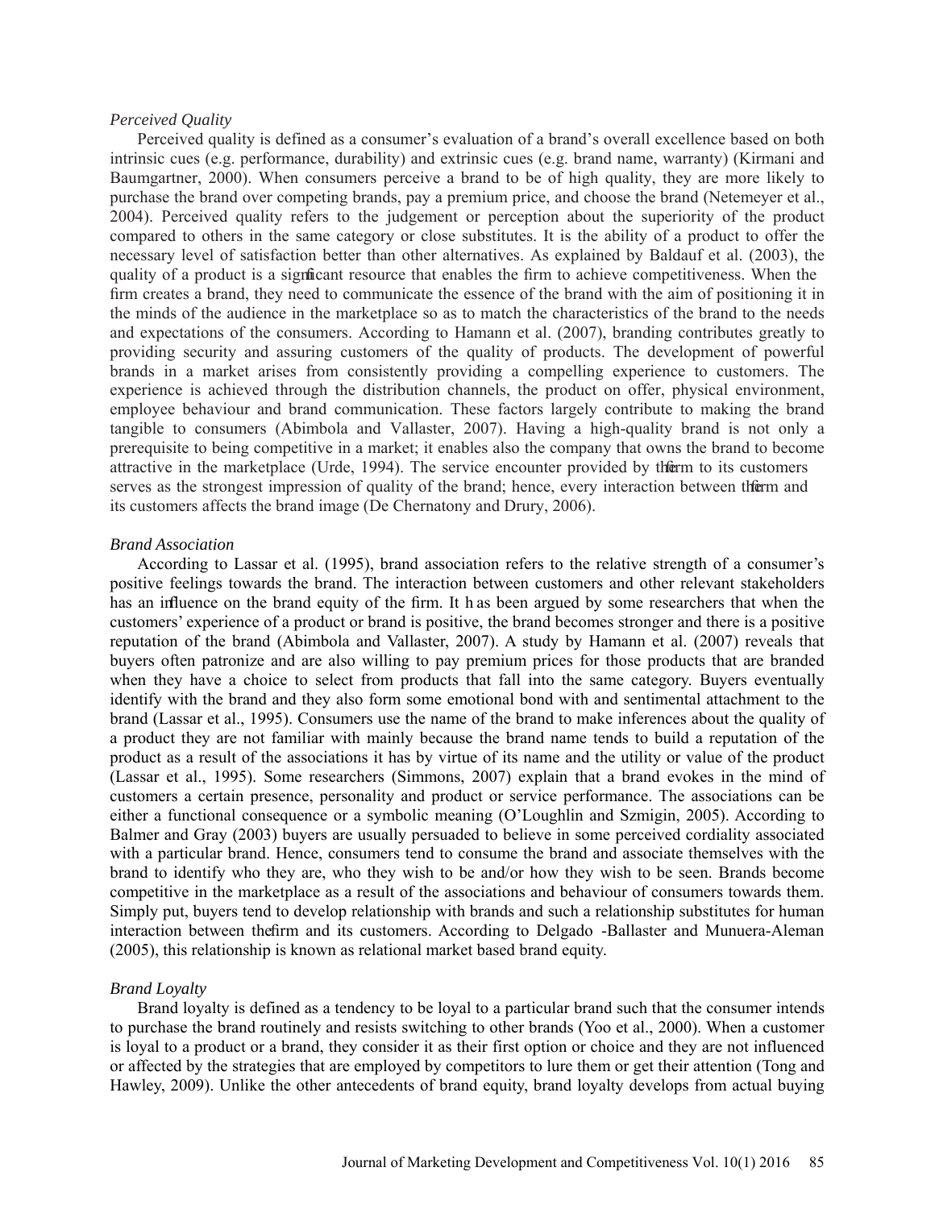*Perceived Quality*

Perceived quality is defined as a consumer's evaluation of a brand's overall excellence based on both intrinsic cues (e.g. performance, durability) and extrinsic cues (e.g. brand name, warranty) (Kirmani and Baumgartner, 2000). When consumers perceive a brand to be of high quality, they are more likely to purchase the brand over competing brands, pay a premium price, and choose the brand (Netemeyer et al., 2004). Perceived quality refers to the judgement or perception about the superiority of the product compared to others in the same category or close substitutes. It is the ability of a product to offer the necessary level of satisfaction better than other alternatives. As explained by Baldauf et al. (2003), the quality of a product is a significant resource that enables the firm to achieve competitiveness. When the firm creates a brand, they need to communicate the essence of the brand with the aim of positioning it in the minds of the audience in the marketplace so as to match the characteristics of the brand to the needs and expectations of the consumers. According to Hamann et al. (2007), branding contributes greatly to providing security and assuring customers of the quality of products. The development of powerful brands in a market arises from consistently providing a compelling experience to customers. The experience is achieved through the distribution channels, the product on offer, physical environment, employee behaviour and brand communication. These factors largely contribute to making the brand tangible to consumers (Abimbola and Vallaster, 2007). Having a high-quality brand is not only a prerequisite to being competitive in a market; it enables also the company that owns the brand to become attractive in the marketplace (Urde, 1994). The service encounter provided by the firm to its customers serves as the strongest impression of quality of the brand; hence, every interaction between the firm and its customers affects the brand image (De Chernatony and Drury, 2006).

*Brand Association*

According to Lassar et al. (1995), brand association refers to the relative strength of a consumer's positive feelings towards the brand. The interaction between customers and other relevant stakeholders has an influence on the brand equity of the firm. It has been argued by some researchers that when the customers' experience of a product or brand is positive, the brand becomes stronger and there is a positive reputation of the brand (Abimbola and Vallaster, 2007). A study by Hamann et al. (2007) reveals that buyers often patronize and are also willing to pay premium prices for those products that are branded when they have a choice to select from products that fall into the same category. Buyers eventually identify with the brand and they also form some emotional bond with and sentimental attachment to the brand (Lassar et al., 1995). Consumers use the name of the brand to make inferences about the quality of a product they are not familiar with mainly because the brand name tends to build a reputation of the product as a result of the associations it has by virtue of its name and the utility or value of the product (Lassar et al., 1995). Some researchers (Simmons, 2007) explain that a brand evokes in the mind of customers a certain presence, personality and product or service performance. The associations can be either a functional consequence or a symbolic meaning (O'Loughlin and Szmigin, 2005). According to Balmer and Gray (2003) buyers are usually persuaded to believe in some perceived cordiality associated with a particular brand. Hence, consumers tend to consume the brand and associate themselves with the brand to identify who they are, who they wish to be and/or how they wish to be seen. Brands become competitive in the marketplace as a result of the associations and behaviour of consumers towards them. Simply put, buyers tend to develop relationship with brands and such a relationship substitutes for human interaction between the firm and its customers. According to Delgado -Ballaster and Munuera-Aleman (2005), this relationship is known as relational market based brand equity.

*Brand Loyalty*

Brand loyalty is defined as a tendency to be loyal to a particular brand such that the consumer intends to purchase the brand routinely and resists switching to other brands (Yoo et al., 2000). When a customer is loyal to a product or a brand, they consider it as their first option or choice and they are not influenced or affected by the strategies that are employed by competitors to lure them or get their attention (Tong and Hawley, 2009). Unlike the other antecedents of brand equity, brand loyalty develops from actual buying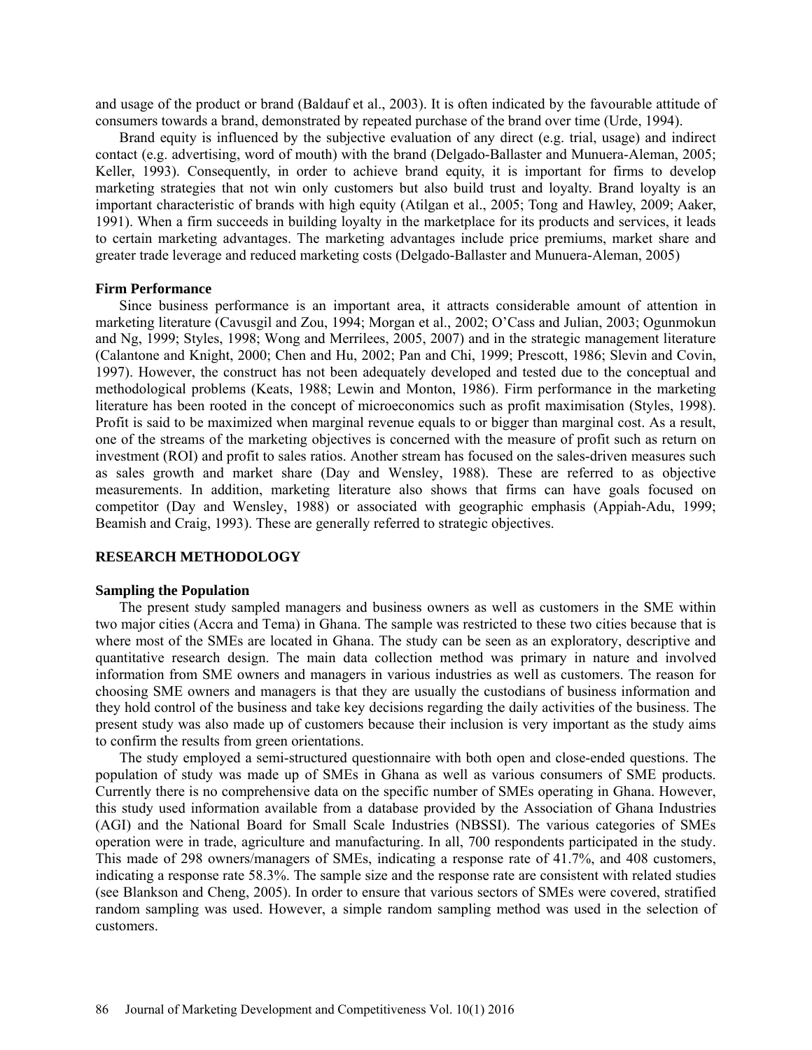and usage of the product or brand (Baldauf et al., 2003). It is often indicated by the favourable attitude of consumers towards a brand, demonstrated by repeated purchase of the brand over time (Urde, 1994).

Brand equity is influenced by the subjective evaluation of any direct (e.g. trial, usage) and indirect contact (e.g. advertising, word of mouth) with the brand (Delgado-Ballaster and Munuera-Aleman, 2005; Keller, 1993). Consequently, in order to achieve brand equity, it is important for firms to develop marketing strategies that not win only customers but also build trust and loyalty. Brand loyalty is an important characteristic of brands with high equity (Atilgan et al., 2005; Tong and Hawley, 2009; Aaker, 1991). When a firm succeeds in building loyalty in the marketplace for its products and services, it leads to certain marketing advantages. The marketing advantages include price premiums, market share and greater trade leverage and reduced marketing costs (Delgado-Ballaster and Munuera-Aleman, 2005)

### Firm Performance

Since business performance is an important area, it attracts considerable amount of attention in marketing literature (Cavusgil and Zou, 1994; Morgan et al., 2002; O'Cass and Julian, 2003; Ogunmokun and Ng, 1999; Styles, 1998; Wong and Merrilees, 2005, 2007) and in the strategic management literature (Calantone and Knight, 2000; Chen and Hu, 2002; Pan and Chi, 1999; Prescott, 1986; Slevin and Covin, 1997). However, the construct has not been adequately developed and tested due to the conceptual and methodological problems (Keats, 1988; Lewin and Monton, 1986). Firm performance in the marketing literature has been rooted in the concept of microeconomics such as profit maximisation (Styles, 1998). Profit is said to be maximized when marginal revenue equals to or bigger than marginal cost. As a result, one of the streams of the marketing objectives is concerned with the measure of profit such as return on investment (ROI) and profit to sales ratios. Another stream has focused on the sales-driven measures such as sales growth and market share (Day and Wensley, 1988). These are referred to as objective measurements. In addition, marketing literature also shows that firms can have goals focused on competitor (Day and Wensley, 1988) or associated with geographic emphasis (Appiah-Adu, 1999; Beamish and Craig, 1993). These are generally referred to strategic objectives.

## RESEARCH METHODOLOGY

### Sampling the Population

The present study sampled managers and business owners as well as customers in the SME within two major cities (Accra and Tema) in Ghana. The sample was restricted to these two cities because that is where most of the SMEs are located in Ghana. The study can be seen as an exploratory, descriptive and quantitative research design. The main data collection method was primary in nature and involved information from SME owners and managers in various industries as well as customers. The reason for choosing SME owners and managers is that they are usually the custodians of business information and they hold control of the business and take key decisions regarding the daily activities of the business. The present study was also made up of customers because their inclusion is very important as the study aims to confirm the results from green orientations.

The study employed a semi-structured questionnaire with both open and close-ended questions. The population of study was made up of SMEs in Ghana as well as various consumers of SME products. Currently there is no comprehensive data on the specific number of SMEs operating in Ghana. However, this study used information available from a database provided by the Association of Ghana Industries (AGI) and the National Board for Small Scale Industries (NBSSI). The various categories of SMEs operation were in trade, agriculture and manufacturing. In all, 700 respondents participated in the study. This made of 298 owners/managers of SMEs, indicating a response rate of 41.7%, and 408 customers, indicating a response rate 58.3%. The sample size and the response rate are consistent with related studies (see Blankson and Cheng, 2005). In order to ensure that various sectors of SMEs were covered, stratified random sampling was used. However, a simple random sampling method was used in the selection of customers.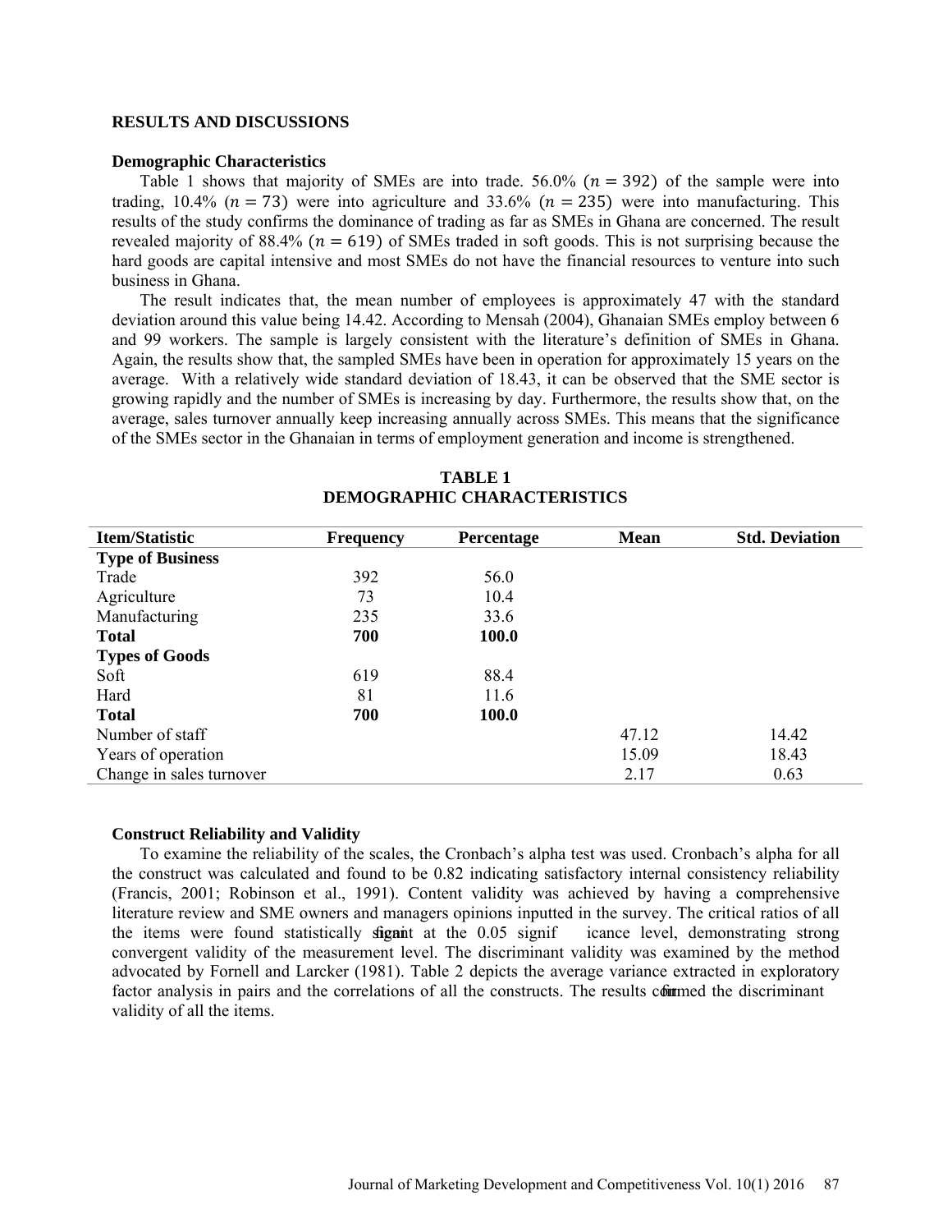## RESULTS AND DISCUSSIONS

### Demographic Characteristics

Table 1 shows that majority of SMEs are into trade. 56.0% $(n = 392)$ of the sample were into trading, 10.4% $(n = 73)$ were into agriculture and 33.6% $(n = 235)$ were into manufacturing. This results of the study confirms the dominance of trading as far as SMEs in Ghana are concerned. The result revealed majority of 88.4% $(n = 619)$ of SMEs traded in soft goods. This is not surprising because the hard goods are capital intensive and most SMEs do not have the financial resources to venture into such business in Ghana.

The result indicates that, the mean number of employees is approximately 47 with the standard deviation around this value being 14.42. According to Mensah (2004), Ghanaian SMEs employ between 6 and 99 workers. The sample is largely consistent with the literature's definition of SMEs in Ghana. Again, the results show that, the sampled SMEs have been in operation for approximately 15 years on the average. With a relatively wide standard deviation of 18.43, it can be observed that the SME sector is growing rapidly and the number of SMEs is increasing by day. Furthermore, the results show that, on the average, sales turnover annually keep increasing annually across SMEs. This means that the significance of the SMEs sector in the Ghanaian in terms of employment generation and income is strengthened.

**TABLE 1**
**DEMOGRAPHIC CHARACTERISTICS**

| Item/Statistic | Frequency | Percentage | Mean | Std. Deviation |
|---|---|---|---|---|
| **Type of Business** | | | | |
| Trade | 392 | 56.0 | | |
| Agriculture | 73 | 10.4 | | |
| Manufacturing | 235 | 33.6 | | |
| **Total** | **700** | **100.0** | | |
| **Types of Goods** | | | | |
| Soft | 619 | 88.4 | | |
| Hard | 81 | 11.6 | | |
| **Total** | **700** | **100.0** | | |
| Number of staff | | | 47.12 | 14.42 |
| Years of operation | | | 15.09 | 18.43 |
| Change in sales turnover | | | 2.17 | 0.63 |

### Construct Reliability and Validity

To examine the reliability of the scales, the Cronbach's alpha test was used. Cronbach's alpha for all the construct was calculated and found to be 0.82 indicating satisfactory internal consistency reliability (Francis, 2001; Robinson et al., 1991). Content validity was achieved by having a comprehensive literature review and SME owners and managers opinions inputted in the survey. The critical ratios of all the items were found statistically significant at the 0.05 significance level, demonstrating strong convergent validity of the measurement level. The discriminant validity was examined by the method advocated by Fornell and Larcker (1981). Table 2 depicts the average variance extracted in exploratory factor analysis in pairs and the correlations of all the constructs. The results confirmed the discriminant validity of all the items.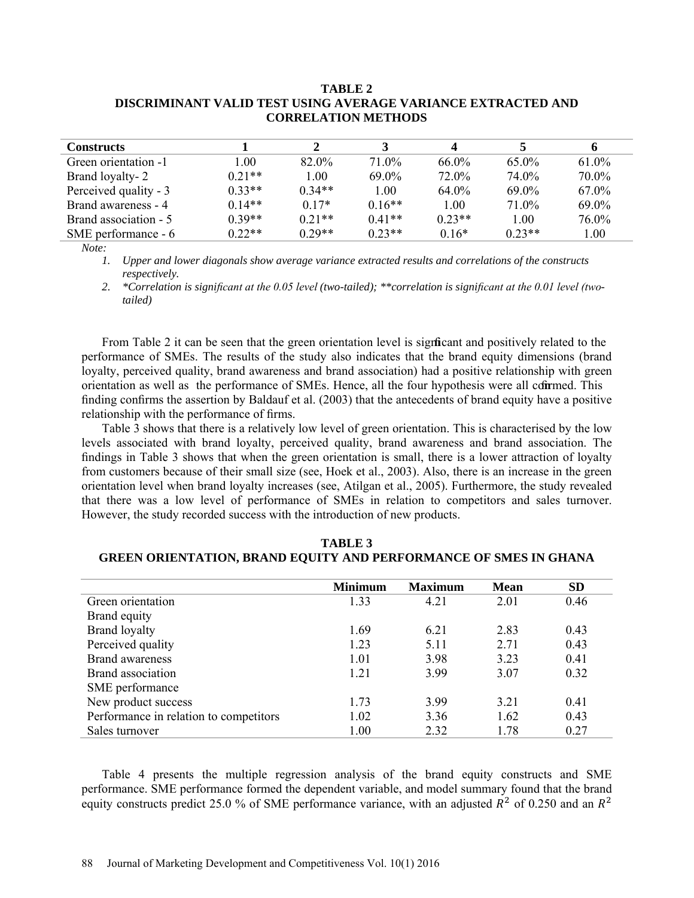**TABLE 2**
**DISCRIMINANT VALID TEST USING AVERAGE VARIANCE EXTRACTED AND CORRELATION METHODS**

| Constructs | 1 | 2 | 3 | 4 | 5 | 6 |
|---|---|---|---|---|---|---|
| Green orientation -1 | 1.00 | 82.0% | 71.0% | 66.0% | 65.0% | 61.0% |
| Brand loyalty- 2 | 0.21** | 1.00 | 69.0% | 72.0% | 74.0% | 70.0% |
| Perceived quality - 3 | 0.33** | 0.34** | 1.00 | 64.0% | 69.0% | 67.0% |
| Brand awareness - 4 | 0.14** | 0.17* | 0.16** | 1.00 | 71.0% | 69.0% |
| Brand association - 5 | 0.39** | 0.21** | 0.41** | 0.23** | 1.00 | 76.0% |
| SME performance - 6 | 0.22** | 0.29** | 0.23** | 0.16* | 0.23** | 1.00 |

*Note:*

1. *Upper and lower diagonals show average variance extracted results and correlations of the constructs respectively.*
2. *\*Correlation is significant at the 0.05 level (two-tailed); \*\*correlation is significant at the 0.01 level (two-tailed)*

From Table 2 it can be seen that the green orientation level is significant and positively related to the performance of SMEs. The results of the study also indicates that the brand equity dimensions (brand loyalty, perceived quality, brand awareness and brand association) had a positive relationship with green orientation as well as the performance of SMEs. Hence, all the four hypothesis were all confirmed. This finding confirms the assertion by Baldauf et al. (2003) that the antecedents of brand equity have a positive relationship with the performance of firms.

Table 3 shows that there is a relatively low level of green orientation. This is characterised by the low levels associated with brand loyalty, perceived quality, brand awareness and brand association. The findings in Table 3 shows that when the green orientation is small, there is a lower attraction of loyalty from customers because of their small size (see, Hoek et al., 2003). Also, there is an increase in the green orientation level when brand loyalty increases (see, Atilgan et al., 2005). Furthermore, the study revealed that there was a low level of performance of SMEs in relation to competitors and sales turnover. However, the study recorded success with the introduction of new products.

**TABLE 3**
**GREEN ORIENTATION, BRAND EQUITY AND PERFORMANCE OF SMES IN GHANA**

| | Minimum | Maximum | Mean | SD |
|---|---|---|---|---|
| Green orientation | 1.33 | 4.21 | 2.01 | 0.46 |
| Brand equity | | | | |
| Brand loyalty | 1.69 | 6.21 | 2.83 | 0.43 |
| Perceived quality | 1.23 | 5.11 | 2.71 | 0.43 |
| Brand awareness | 1.01 | 3.98 | 3.23 | 0.41 |
| Brand association | 1.21 | 3.99 | 3.07 | 0.32 |
| SME performance | | | | |
| New product success | 1.73 | 3.99 | 3.21 | 0.41 |
| Performance in relation to competitors | 1.02 | 3.36 | 1.62 | 0.43 |
| Sales turnover | 1.00 | 2.32 | 1.78 | 0.27 |

Table 4 presents the multiple regression analysis of the brand equity constructs and SME performance. SME performance formed the dependent variable, and model summary found that the brand equity constructs predict 25.0 % of SME performance variance, with an adjusted $R^2$ of 0.250 and an $R^2$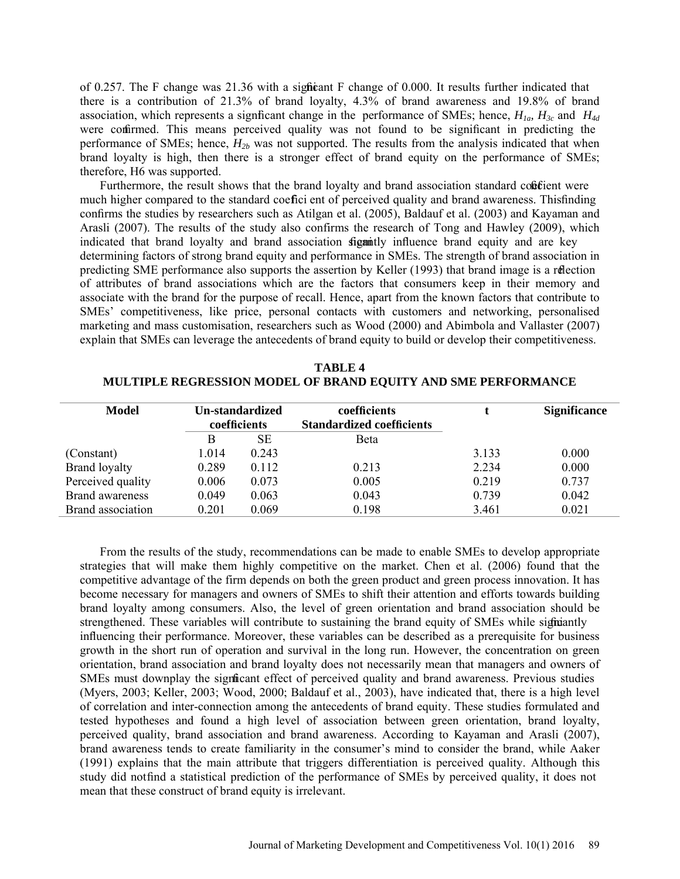of 0.257. The F change was 21.36 with a significant F change of 0.000. It results further indicated that there is a contribution of 21.3% of brand loyalty, 4.3% of brand awareness and 19.8% of brand association, which represents a significant change in the performance of SMEs; hence, $H_{1a}$, $H_{3c}$ and $H_{4d}$ were confirmed. This means perceived quality was not found to be significant in predicting the performance of SMEs; hence, $H_{2b}$ was not supported. The results from the analysis indicated that when brand loyalty is high, then there is a stronger effect of brand equity on the performance of SMEs; therefore, H6 was supported.

Furthermore, the result shows that the brand loyalty and brand association standard coefficient were much higher compared to the standard coefficient of perceived quality and brand awareness. This finding confirms the studies by researchers such as Atilgan et al. (2005), Baldauf et al. (2003) and Kayaman and Arasli (2007). The results of the study also confirms the research of Tong and Hawley (2009), which indicated that brand loyalty and brand association significantly influence brand equity and are key determining factors of strong brand equity and performance in SMEs. The strength of brand association in predicting SME performance also supports the assertion by Keller (1993) that brand image is a reflection of attributes of brand associations which are the factors that consumers keep in their memory and associate with the brand for the purpose of recall. Hence, apart from the known factors that contribute to SMEs' competitiveness, like price, personal contacts with customers and networking, personalised marketing and mass customisation, researchers such as Wood (2000) and Abimbola and Vallaster (2007) explain that SMEs can leverage the antecedents of brand equity to build or develop their competitiveness.

**TABLE 4**
**MULTIPLE REGRESSION MODEL OF BRAND EQUITY AND SME PERFORMANCE**

| Model | Un-standardized coefficients | | coefficients Standardized coefficients | t | Significance |
|---|---|---|---|---|---|
| | B | SE | Beta | | |
| (Constant) | 1.014 | 0.243 | | 3.133 | 0.000 |
| Brand loyalty | 0.289 | 0.112 | 0.213 | 2.234 | 0.000 |
| Perceived quality | 0.006 | 0.073 | 0.005 | 0.219 | 0.737 |
| Brand awareness | 0.049 | 0.063 | 0.043 | 0.739 | 0.042 |
| Brand association | 0.201 | 0.069 | 0.198 | 3.461 | 0.021 |

From the results of the study, recommendations can be made to enable SMEs to develop appropriate strategies that will make them highly competitive on the market. Chen et al. (2006) found that the competitive advantage of the firm depends on both the green product and green process innovation. It has become necessary for managers and owners of SMEs to shift their attention and efforts towards building brand loyalty among consumers. Also, the level of green orientation and brand association should be strengthened. These variables will contribute to sustaining the brand equity of SMEs while significantly influencing their performance. Moreover, these variables can be described as a prerequisite for business growth in the short run of operation and survival in the long run. However, the concentration on green orientation, brand association and brand loyalty does not necessarily mean that managers and owners of SMEs must downplay the significant effect of perceived quality and brand awareness. Previous studies (Myers, 2003; Keller, 2003; Wood, 2000; Baldauf et al., 2003), have indicated that, there is a high level of correlation and inter-connection among the antecedents of brand equity. These studies formulated and tested hypotheses and found a high level of association between green orientation, brand loyalty, perceived quality, brand association and brand awareness. According to Kayaman and Arasli (2007), brand awareness tends to create familiarity in the consumer's mind to consider the brand, while Aaker (1991) explains that the main attribute that triggers differentiation is perceived quality. Although this study did not find a statistical prediction of the performance of SMEs by perceived quality, it does not mean that these construct of brand equity is irrelevant.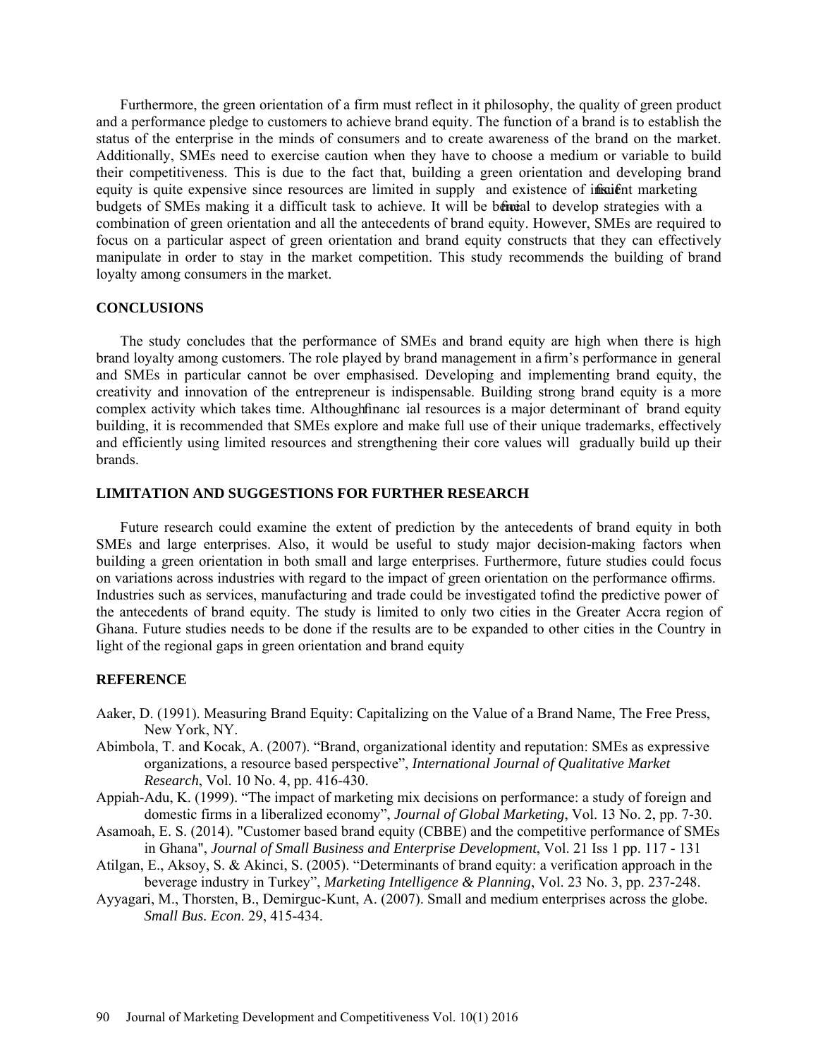Furthermore, the green orientation of a firm must reflect in it philosophy, the quality of green product and a performance pledge to customers to achieve brand equity. The function of a brand is to establish the status of the enterprise in the minds of consumers and to create awareness of the brand on the market. Additionally, SMEs need to exercise caution when they have to choose a medium or variable to build their competitiveness. This is due to the fact that, building a green orientation and developing brand equity is quite expensive since resources are limited in supply and existence of insufficient marketing budgets of SMEs making it a difficult task to achieve. It will be beneficial to develop strategies with a combination of green orientation and all the antecedents of brand equity. However, SMEs are required to focus on a particular aspect of green orientation and brand equity constructs that they can effectively manipulate in order to stay in the market competition. This study recommends the building of brand loyalty among consumers in the market.

## CONCLUSIONS

The study concludes that the performance of SMEs and brand equity are high when there is high brand loyalty among customers. The role played by brand management in a firm's performance in general and SMEs in particular cannot be over emphasised. Developing and implementing brand equity, the creativity and innovation of the entrepreneur is indispensable. Building strong brand equity is a more complex activity which takes time. Although financial resources is a major determinant of brand equity building, it is recommended that SMEs explore and make full use of their unique trademarks, effectively and efficiently using limited resources and strengthening their core values will gradually build up their brands.

## LIMITATION AND SUGGESTIONS FOR FURTHER RESEARCH

Future research could examine the extent of prediction by the antecedents of brand equity in both SMEs and large enterprises. Also, it would be useful to study major decision-making factors when building a green orientation in both small and large enterprises. Furthermore, future studies could focus on variations across industries with regard to the impact of green orientation on the performance of firms. Industries such as services, manufacturing and trade could be investigated to find the predictive power of the antecedents of brand equity. The study is limited to only two cities in the Greater Accra region of Ghana. Future studies needs to be done if the results are to be expanded to other cities in the Country in light of the regional gaps in green orientation and brand equity

## REFERENCE

Aaker, D. (1991). Measuring Brand Equity: Capitalizing on the Value of a Brand Name, The Free Press, New York, NY.

Abimbola, T. and Kocak, A. (2007). "Brand, organizational identity and reputation: SMEs as expressive organizations, a resource based perspective", *International Journal of Qualitative Market Research*, Vol. 10 No. 4, pp. 416-430.

Appiah-Adu, K. (1999). "The impact of marketing mix decisions on performance: a study of foreign and domestic firms in a liberalized economy", *Journal of Global Marketing*, Vol. 13 No. 2, pp. 7-30.

Asamoah, E. S. (2014). "Customer based brand equity (CBBE) and the competitive performance of SMEs in Ghana", *Journal of Small Business and Enterprise Development*, Vol. 21 Iss 1 pp. 117 - 131

Atilgan, E., Aksoy, S. & Akinci, S. (2005). "Determinants of brand equity: a verification approach in the beverage industry in Turkey", *Marketing Intelligence & Planning*, Vol. 23 No. 3, pp. 237-248.

Ayyagari, M., Thorsten, B., Demirguc-Kunt, A. (2007). Small and medium enterprises across the globe. *Small Bus. Econ*. 29, 415-434.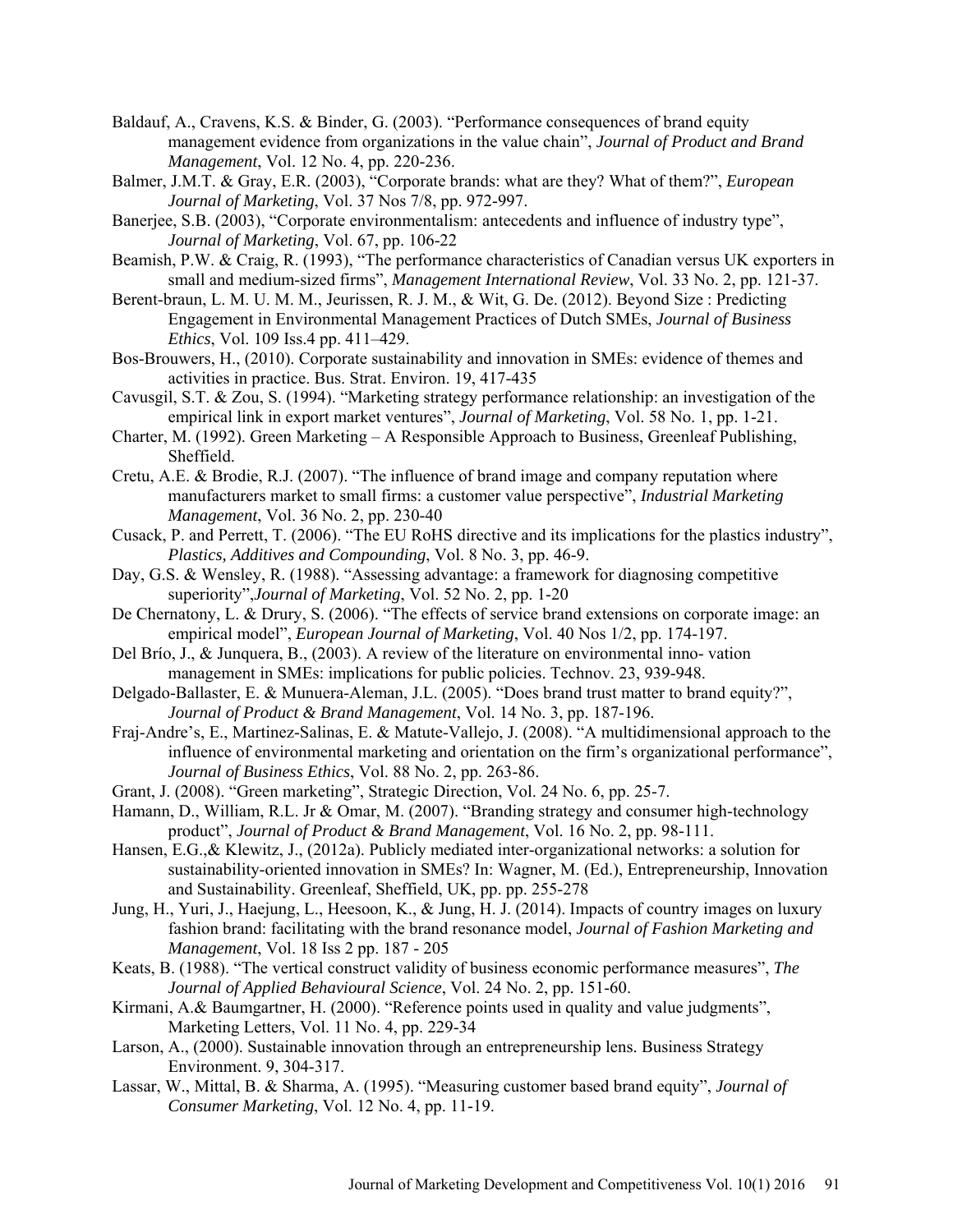Baldauf, A., Cravens, K.S. & Binder, G. (2003). "Performance consequences of brand equity management evidence from organizations in the value chain", *Journal of Product and Brand Management*, Vol. 12 No. 4, pp. 220-236.

Balmer, J.M.T. & Gray, E.R. (2003), "Corporate brands: what are they? What of them?", *European Journal of Marketing*, Vol. 37 Nos 7/8, pp. 972-997.

Banerjee, S.B. (2003), "Corporate environmentalism: antecedents and influence of industry type", *Journal of Marketing*, Vol. 67, pp. 106-22

Beamish, P.W. & Craig, R. (1993), "The performance characteristics of Canadian versus UK exporters in small and medium-sized firms", *Management International Review*, Vol. 33 No. 2, pp. 121-37.

Berent-braun, L. M. U. M. M., Jeurissen, R. J. M., & Wit, G. De. (2012). Beyond Size : Predicting Engagement in Environmental Management Practices of Dutch SMEs, *Journal of Business Ethics*, Vol. 109 Iss.4 pp. 411–429.

Bos-Brouwers, H., (2010). Corporate sustainability and innovation in SMEs: evidence of themes and activities in practice. Bus. Strat. Environ. 19, 417-435

Cavusgil, S.T. & Zou, S. (1994). "Marketing strategy performance relationship: an investigation of the empirical link in export market ventures", *Journal of Marketing*, Vol. 58 No. 1, pp. 1-21.

Charter, M. (1992). Green Marketing – A Responsible Approach to Business, Greenleaf Publishing, Sheffield.

Cretu, A.E. & Brodie, R.J. (2007). "The influence of brand image and company reputation where manufacturers market to small firms: a customer value perspective", *Industrial Marketing Management*, Vol. 36 No. 2, pp. 230-40

Cusack, P. and Perrett, T. (2006). "The EU RoHS directive and its implications for the plastics industry", *Plastics, Additives and Compounding*, Vol. 8 No. 3, pp. 46-9.

Day, G.S. & Wensley, R. (1988). "Assessing advantage: a framework for diagnosing competitive superiority",*Journal of Marketing*, Vol. 52 No. 2, pp. 1-20

De Chernatony, L. & Drury, S. (2006). "The effects of service brand extensions on corporate image: an empirical model", *European Journal of Marketing*, Vol. 40 Nos 1/2, pp. 174-197.

Del Brío, J., & Junquera, B., (2003). A review of the literature on environmental inno- vation management in SMEs: implications for public policies. Technov. 23, 939-948.

Delgado-Ballaster, E. & Munuera-Aleman, J.L. (2005). "Does brand trust matter to brand equity?", *Journal of Product & Brand Management*, Vol. 14 No. 3, pp. 187-196.

Fraj-Andre's, E., Martinez-Salinas, E. & Matute-Vallejo, J. (2008). "A multidimensional approach to the influence of environmental marketing and orientation on the firm's organizational performance", *Journal of Business Ethics*, Vol. 88 No. 2, pp. 263-86.

Grant, J. (2008). "Green marketing", Strategic Direction, Vol. 24 No. 6, pp. 25-7.

Hamann, D., William, R.L. Jr & Omar, M. (2007). "Branding strategy and consumer high-technology product", *Journal of Product & Brand Management*, Vol. 16 No. 2, pp. 98-111.

Hansen, E.G.,& Klewitz, J., (2012a). Publicly mediated inter-organizational networks: a solution for sustainability-oriented innovation in SMEs? In: Wagner, M. (Ed.), Entrepreneurship, Innovation and Sustainability. Greenleaf, Sheffield, UK, pp. pp. 255-278

Jung, H., Yuri, J., Haejung, L., Heesoon, K., & Jung, H. J. (2014). Impacts of country images on luxury fashion brand: facilitating with the brand resonance model, *Journal of Fashion Marketing and Management*, Vol. 18 Iss 2 pp. 187 - 205

Keats, B. (1988). "The vertical construct validity of business economic performance measures", *The Journal of Applied Behavioural Science*, Vol. 24 No. 2, pp. 151-60.

Kirmani, A.& Baumgartner, H. (2000). "Reference points used in quality and value judgments", Marketing Letters, Vol. 11 No. 4, pp. 229-34

Larson, A., (2000). Sustainable innovation through an entrepreneurship lens. Business Strategy Environment. 9, 304-317.

Lassar, W., Mittal, B. & Sharma, A. (1995). "Measuring customer based brand equity", *Journal of Consumer Marketing*, Vol. 12 No. 4, pp. 11-19.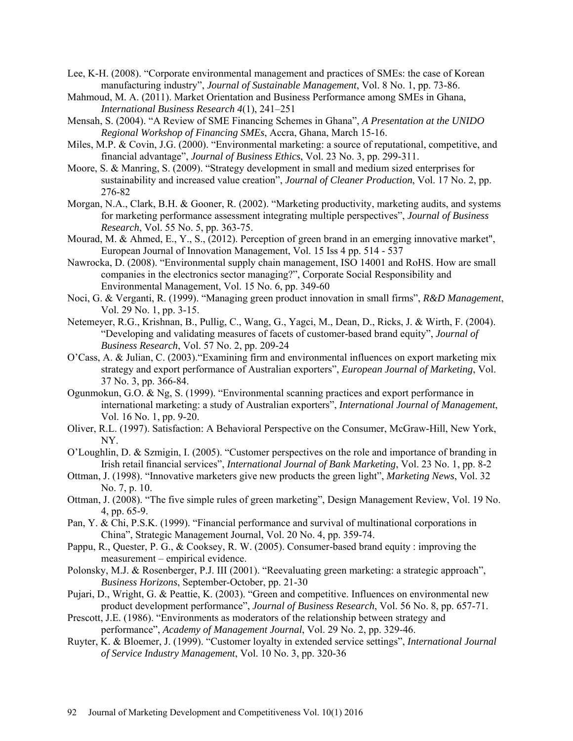Lee, K-H. (2008). “Corporate environmental management and practices of SMEs: the case of Korean manufacturing industry”, *Journal of Sustainable Management*, Vol. 8 No. 1, pp. 73-86.

Mahmoud, M. A. (2011). Market Orientation and Business Performance among SMEs in Ghana, *International Business Research 4*(1), 241–251

Mensah, S. (2004). “A Review of SME Financing Schemes in Ghana”, *A Presentation at the UNIDO Regional Workshop of Financing SMEs*, Accra, Ghana, March 15-16.

Miles, M.P. & Covin, J.G. (2000). “Environmental marketing: a source of reputational, competitive, and financial advantage”, *Journal of Business Ethics*, Vol. 23 No. 3, pp. 299-311.

Moore, S. & Manring, S. (2009). “Strategy development in small and medium sized enterprises for sustainability and increased value creation”, *Journal of Cleaner Production*, Vol. 17 No. 2, pp. 276-82

Morgan, N.A., Clark, B.H. & Gooner, R. (2002). “Marketing productivity, marketing audits, and systems for marketing performance assessment integrating multiple perspectives”, *Journal of Business Research*, Vol. 55 No. 5, pp. 363-75.

Mourad, M. & Ahmed, E., Y., S., (2012). Perception of green brand in an emerging innovative market", European Journal of Innovation Management, Vol. 15 Iss 4 pp. 514 - 537

Nawrocka, D. (2008). “Environmental supply chain management, ISO 14001 and RoHS. How are small companies in the electronics sector managing?”, Corporate Social Responsibility and Environmental Management, Vol. 15 No. 6, pp. 349-60

Noci, G. & Verganti, R. (1999). “Managing green product innovation in small firms”, *R&D Management*, Vol. 29 No. 1, pp. 3-15.

Netemeyer, R.G., Krishnan, B., Pullig, C., Wang, G., Yagci, M., Dean, D., Ricks, J. & Wirth, F. (2004). “Developing and validating measures of facets of customer-based brand equity”, *Journal of Business Research*, Vol. 57 No. 2, pp. 209-24

O’Cass, A. & Julian, C. (2003).“Examining firm and environmental influences on export marketing mix strategy and export performance of Australian exporters”, *European Journal of Marketing*, Vol. 37 No. 3, pp. 366-84.

Ogunmokun, G.O. & Ng, S. (1999). “Environmental scanning practices and export performance in international marketing: a study of Australian exporters”, *International Journal of Management*, Vol. 16 No. 1, pp. 9-20.

Oliver, R.L. (1997). Satisfaction: A Behavioral Perspective on the Consumer, McGraw-Hill, New York, NY.

O’Loughlin, D. & Szmigin, I. (2005). “Customer perspectives on the role and importance of branding in Irish retail financial services”, *International Journal of Bank Marketing*, Vol. 23 No. 1, pp. 8-2

Ottman, J. (1998). “Innovative marketers give new products the green light”, *Marketing News*, Vol. 32 No. 7, p. 10.

Ottman, J. (2008). “The five simple rules of green marketing”, Design Management Review, Vol. 19 No. 4, pp. 65-9.

Pan, Y. & Chi, P.S.K. (1999). “Financial performance and survival of multinational corporations in China”, Strategic Management Journal, Vol. 20 No. 4, pp. 359-74.

Pappu, R., Quester, P. G., & Cooksey, R. W. (2005). Consumer-based brand equity : improving the measurement – empirical evidence.

Polonsky, M.J. & Rosenberger, P.J. III (2001). “Reevaluating green marketing: a strategic approach”, *Business Horizons*, September-October, pp. 21-30

Pujari, D., Wright, G. & Peattie, K. (2003). “Green and competitive. Influences on environmental new product development performance”, *Journal of Business Research*, Vol. 56 No. 8, pp. 657-71.

Prescott, J.E. (1986). “Environments as moderators of the relationship between strategy and performance”, *Academy of Management Journal*, Vol. 29 No. 2, pp. 329-46.

Ruyter, K. & Bloemer, J. (1999). “Customer loyalty in extended service settings”, *International Journal of Service Industry Management*, Vol. 10 No. 3, pp. 320-36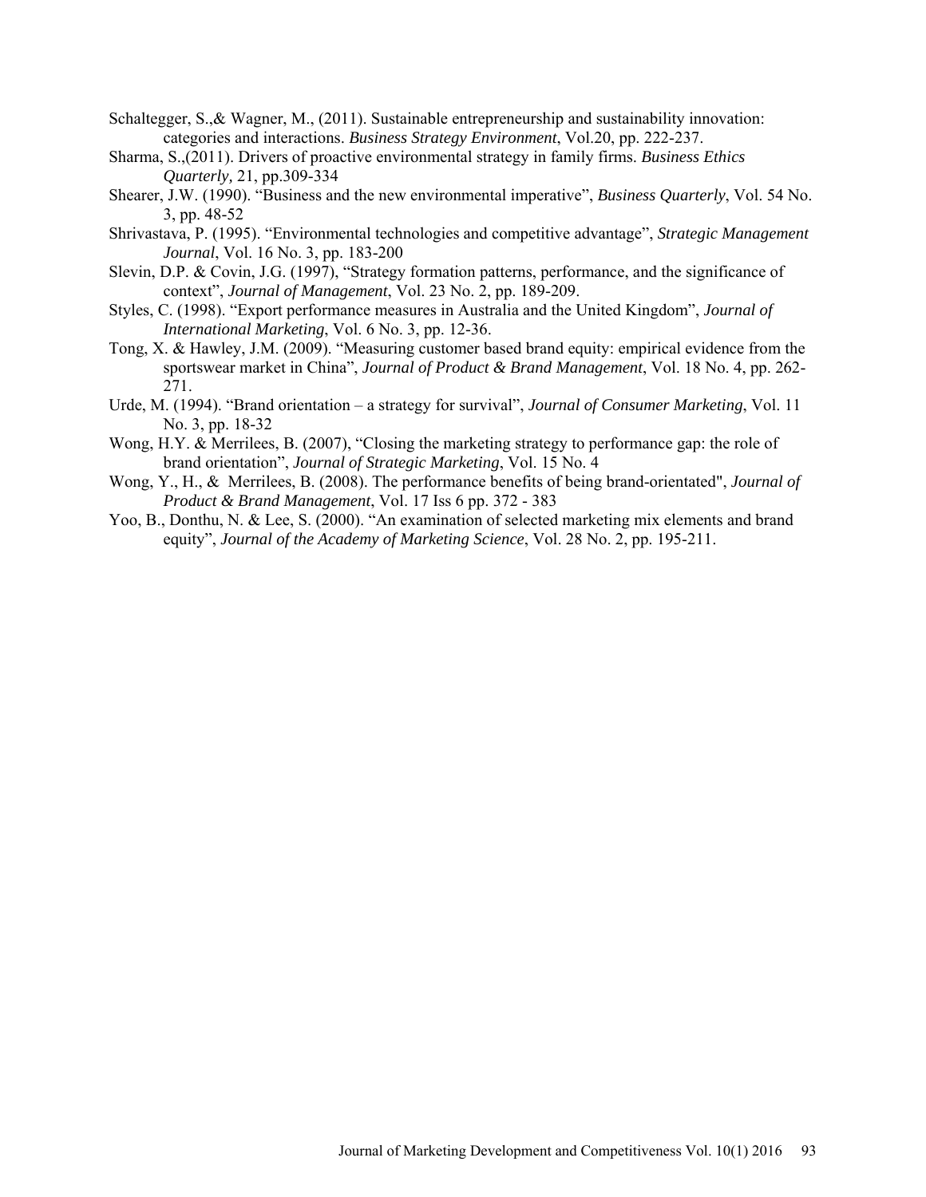Schaltegger, S.,& Wagner, M., (2011). Sustainable entrepreneurship and sustainability innovation: categories and interactions. *Business Strategy Environment*, Vol.20, pp. 222-237.

Sharma, S.,(2011). Drivers of proactive environmental strategy in family firms. *Business Ethics Quarterly,* 21, pp.309-334

Shearer, J.W. (1990). "Business and the new environmental imperative", *Business Quarterly*, Vol. 54 No. 3, pp. 48-52

Shrivastava, P. (1995). "Environmental technologies and competitive advantage", *Strategic Management Journal*, Vol. 16 No. 3, pp. 183-200

Slevin, D.P. & Covin, J.G. (1997), "Strategy formation patterns, performance, and the significance of context", *Journal of Management*, Vol. 23 No. 2, pp. 189-209.

Styles, C. (1998). "Export performance measures in Australia and the United Kingdom", *Journal of International Marketing*, Vol. 6 No. 3, pp. 12-36.

Tong, X. & Hawley, J.M. (2009). "Measuring customer based brand equity: empirical evidence from the sportswear market in China", *Journal of Product & Brand Management*, Vol. 18 No. 4, pp. 262-271.

Urde, M. (1994). "Brand orientation – a strategy for survival", *Journal of Consumer Marketing*, Vol. 11 No. 3, pp. 18-32

Wong, H.Y. & Merrilees, B. (2007), "Closing the marketing strategy to performance gap: the role of brand orientation", *Journal of Strategic Marketing*, Vol. 15 No. 4

Wong, Y., H., & Merrilees, B. (2008). The performance benefits of being brand-orientated", *Journal of Product & Brand Management*, Vol. 17 Iss 6 pp. 372 - 383

Yoo, B., Donthu, N. & Lee, S. (2000). "An examination of selected marketing mix elements and brand equity", *Journal of the Academy of Marketing Science*, Vol. 28 No. 2, pp. 195-211.